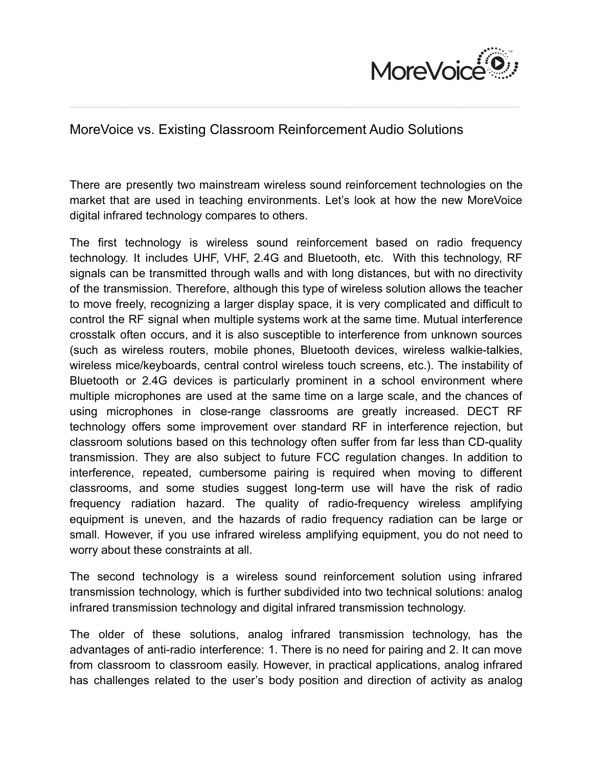# MoreVoice vs. Existing Classroom Reinforcement Audio Solutions

There are presently two mainstream wireless sound reinforcement technologies on the market that are used in teaching environments. Let's look at how the new MoreVoice digital infrared technology compares to others.

The first technology is wireless sound reinforcement based on radio frequency technology. It includes UHF, VHF, 2.4G and Bluetooth, etc. With this technology, RF signals can be transmitted through walls and with long distances, but with no directivity of the transmission. Therefore, although this type of wireless solution allows the teacher to move freely, recognizing a larger display space, it is very complicated and difficult to control the RF signal when multiple systems work at the same time. Mutual interference crosstalk often occurs, and it is also susceptible to interference from unknown sources (such as wireless routers, mobile phones, Bluetooth devices, wireless walkie-talkies, wireless mice/keyboards, central control wireless touch screens, etc.). The instability of Bluetooth or 2.4G devices is particularly prominent in a school environment where multiple microphones are used at the same time on a large scale, and the chances of using microphones in close-range classrooms are greatly increased. DECT RF technology offers some improvement over standard RF in interference rejection, but classroom solutions based on this technology often suffer from far less than CD-quality transmission. They are also subject to future FCC regulation changes. In addition to interference, repeated, cumbersome pairing is required when moving to different classrooms, and some studies suggest long-term use will have the risk of radio frequency radiation hazard. The quality of radio-frequency wireless amplifying equipment is uneven, and the hazards of radio frequency radiation can be large or small. However, if you use infrared wireless amplifying equipment, you do not need to worry about these constraints at all.

The second technology is a wireless sound reinforcement solution using infrared transmission technology, which is further subdivided into two technical solutions: analog infrared transmission technology and digital infrared transmission technology.

The older of these solutions, analog infrared transmission technology, has the advantages of anti-radio interference: 1. There is no need for pairing and 2. It can move from classroom to classroom easily. However, in practical applications, analog infrared has challenges related to the user's body position and direction of activity as analog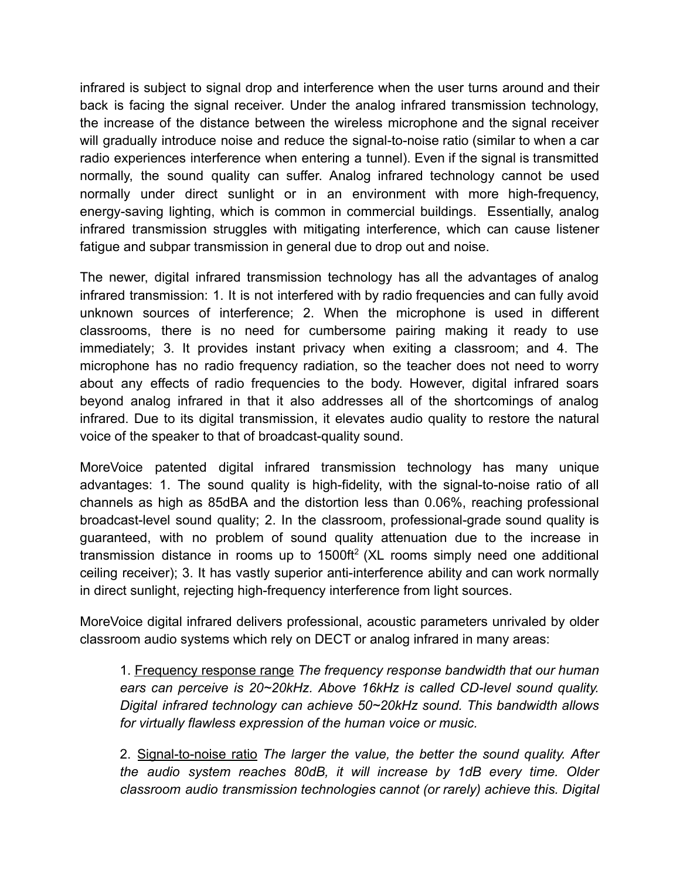infrared is subject to signal drop and interference when the user turns around and their back is facing the signal receiver. Under the analog infrared transmission technology, the increase of the distance between the wireless microphone and the signal receiver will gradually introduce noise and reduce the signal-to-noise ratio (similar to when a car radio experiences interference when entering a tunnel). Even if the signal is transmitted normally, the sound quality can suffer. Analog infrared technology cannot be used normally under direct sunlight or in an environment with more high-frequency, energy-saving lighting, which is common in commercial buildings. Essentially, analog infrared transmission struggles with mitigating interference, which can cause listener fatigue and subpar transmission in general due to drop out and noise.

The newer, digital infrared transmission technology has all the advantages of analog infrared transmission: 1. It is not interfered with by radio frequencies and can fully avoid unknown sources of interference; 2. When the microphone is used in different classrooms, there is no need for cumbersome pairing making it ready to use immediately; 3. It provides instant privacy when exiting a classroom; and 4. The microphone has no radio frequency radiation, so the teacher does not need to worry about any effects of radio frequencies to the body. However, digital infrared soars beyond analog infrared in that it also addresses all of the shortcomings of analog infrared. Due to its digital transmission, it elevates audio quality to restore the natural voice of the speaker to that of broadcast-quality sound.

MoreVoice patented digital infrared transmission technology has many unique advantages: 1. The sound quality is high-fidelity, with the signal-to-noise ratio of all channels as high as 85dBA and the distortion less than 0.06%, reaching professional broadcast-level sound quality; 2. In the classroom, professional-grade sound quality is guaranteed, with no problem of sound quality attenuation due to the increase in transmission distance in rooms up to 1500ft$^2$ (XL rooms simply need one additional ceiling receiver); 3. It has vastly superior anti-interference ability and can work normally in direct sunlight, rejecting high-frequency interference from light sources.

MoreVoice digital infrared delivers professional, acoustic parameters unrivaled by older classroom audio systems which rely on DECT or analog infrared in many areas:

> 1. <u>Frequency response range</u> *The frequency response bandwidth that our human ears can perceive is 20~20kHz. Above 16kHz is called CD-level sound quality. Digital infrared technology can achieve 50~20kHz sound. This bandwidth allows for virtually flawless expression of the human voice or music.*
>
> 2. <u>Signal-to-noise ratio</u> *The larger the value, the better the sound quality. After the audio system reaches 80dB, it will increase by 1dB every time. Older classroom audio transmission technologies cannot (or rarely) achieve this. Digital*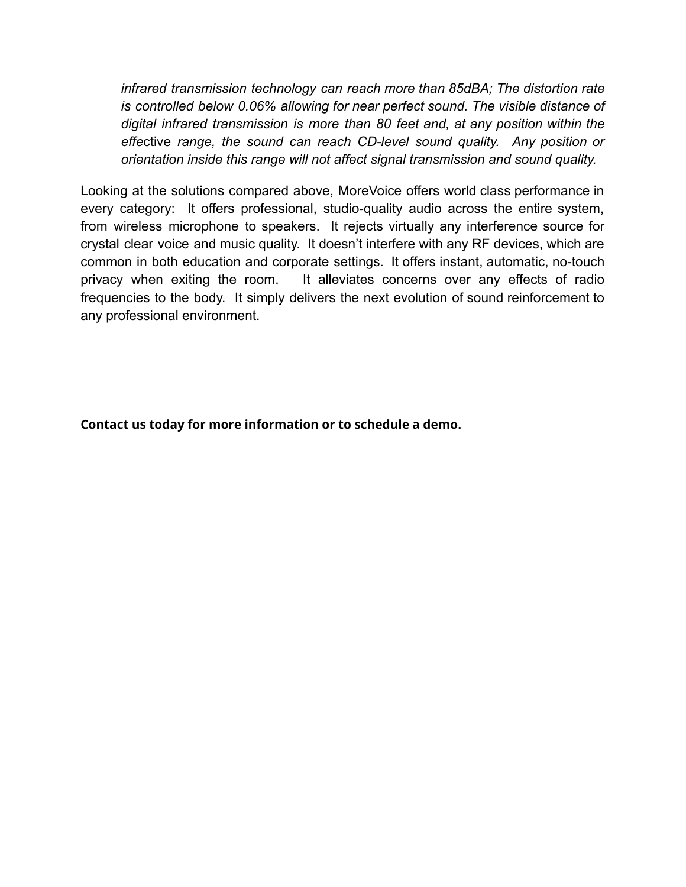*infrared transmission technology can reach more than 85dBA; The distortion rate is controlled below 0.06% allowing for near perfect sound. The visible distance of digital infrared transmission is more than 80 feet and, at any position within the effective range, the sound can reach CD-level sound quality. Any position or orientation inside this range will not affect signal transmission and sound quality.*

Looking at the solutions compared above, MoreVoice offers world class performance in every category: It offers professional, studio-quality audio across the entire system, from wireless microphone to speakers. It rejects virtually any interference source for crystal clear voice and music quality. It doesn't interfere with any RF devices, which are common in both education and corporate settings. It offers instant, automatic, no-touch privacy when exiting the room. It alleviates concerns over any effects of radio frequencies to the body. It simply delivers the next evolution of sound reinforcement to any professional environment.

**Contact us today for more information or to schedule a demo.**